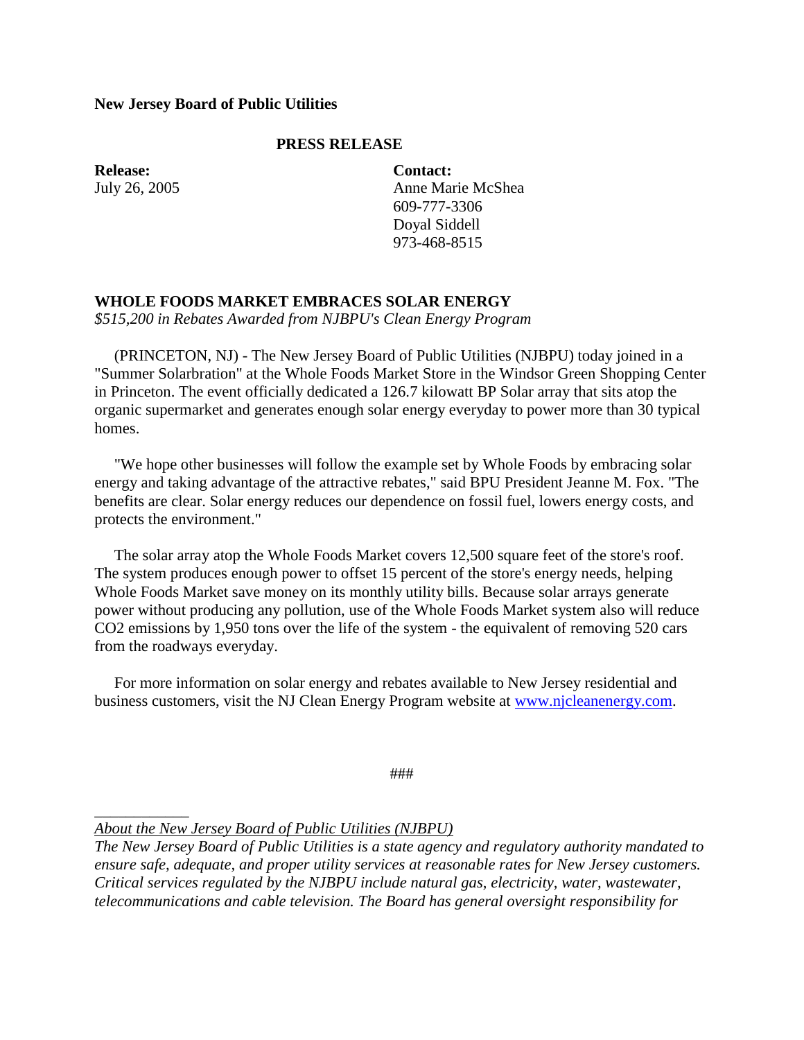**New Jersey Board of Public Utilities**

**PRESS RELEASE**

**Release:**
July 26, 2005

**Contact:**
Anne Marie McShea
609-777-3306
Doyal Siddell
973-468-8515

## WHOLE FOODS MARKET EMBRACES SOLAR ENERGY

*$515,200 in Rebates Awarded from NJBPU's Clean Energy Program*

(PRINCETON, NJ) - The New Jersey Board of Public Utilities (NJBPU) today joined in a "Summer Solarbration" at the Whole Foods Market Store in the Windsor Green Shopping Center in Princeton. The event officially dedicated a 126.7 kilowatt BP Solar array that sits atop the organic supermarket and generates enough solar energy everyday to power more than 30 typical homes.

"We hope other businesses will follow the example set by Whole Foods by embracing solar energy and taking advantage of the attractive rebates," said BPU President Jeanne M. Fox. "The benefits are clear. Solar energy reduces our dependence on fossil fuel, lowers energy costs, and protects the environment."

The solar array atop the Whole Foods Market covers 12,500 square feet of the store's roof. The system produces enough power to offset 15 percent of the store's energy needs, helping Whole Foods Market save money on its monthly utility bills. Because solar arrays generate power without producing any pollution, use of the Whole Foods Market system also will reduce $CO_2$ emissions by 1,950 tons over the life of the system - the equivalent of removing 520 cars from the roadways everyday.

For more information on solar energy and rebates available to New Jersey residential and business customers, visit the NJ Clean Energy Program website at [www.njcleanenergy.com](http://www.njcleanenergy.com).

###

---

*About the New Jersey Board of Public Utilities (NJBPU)*

*The New Jersey Board of Public Utilities is a state agency and regulatory authority mandated to ensure safe, adequate, and proper utility services at reasonable rates for New Jersey customers. Critical services regulated by the NJBPU include natural gas, electricity, water, wastewater, telecommunications and cable television. The Board has general oversight responsibility for*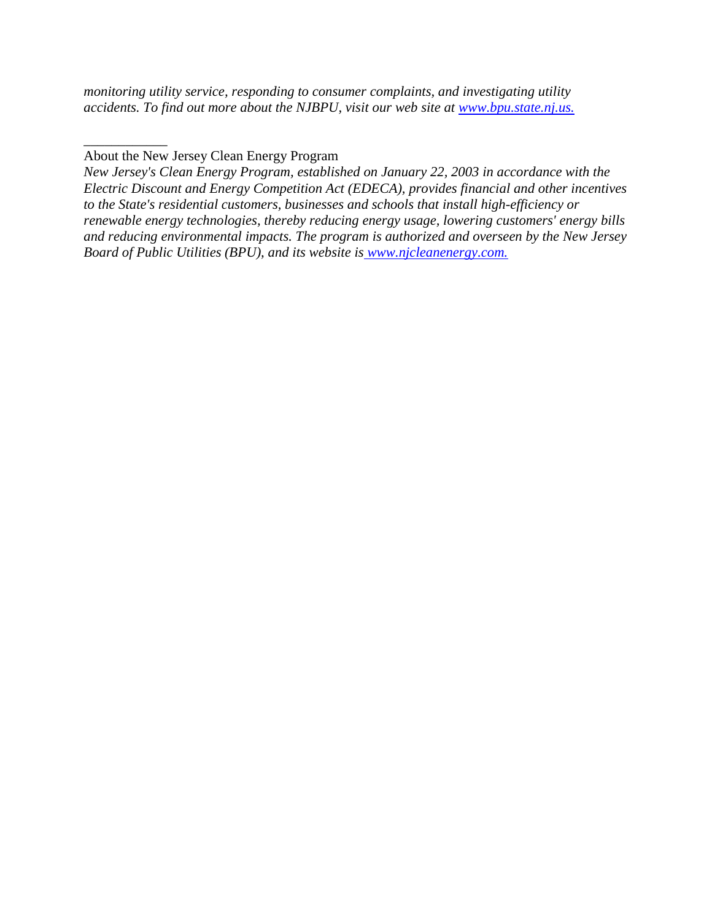*monitoring utility service, responding to consumer complaints, and investigating utility accidents. To find out more about the NJBPU, visit our web site at [www.bpu.state.nj.us.](http://www.bpu.state.nj.us.)*

\_\_\_\_\_\_\_\_\_\_\_\_

About the New Jersey Clean Energy Program

*New Jersey's Clean Energy Program, established on January 22, 2003 in accordance with the Electric Discount and Energy Competition Act (EDECA), provides financial and other incentives to the State's residential customers, businesses and schools that install high-efficiency or renewable energy technologies, thereby reducing energy usage, lowering customers' energy bills and reducing environmental impacts. The program is authorized and overseen by the New Jersey Board of Public Utilities (BPU), and its website is [www.njcleanenergy.com.](http://www.njcleanenergy.com.)*